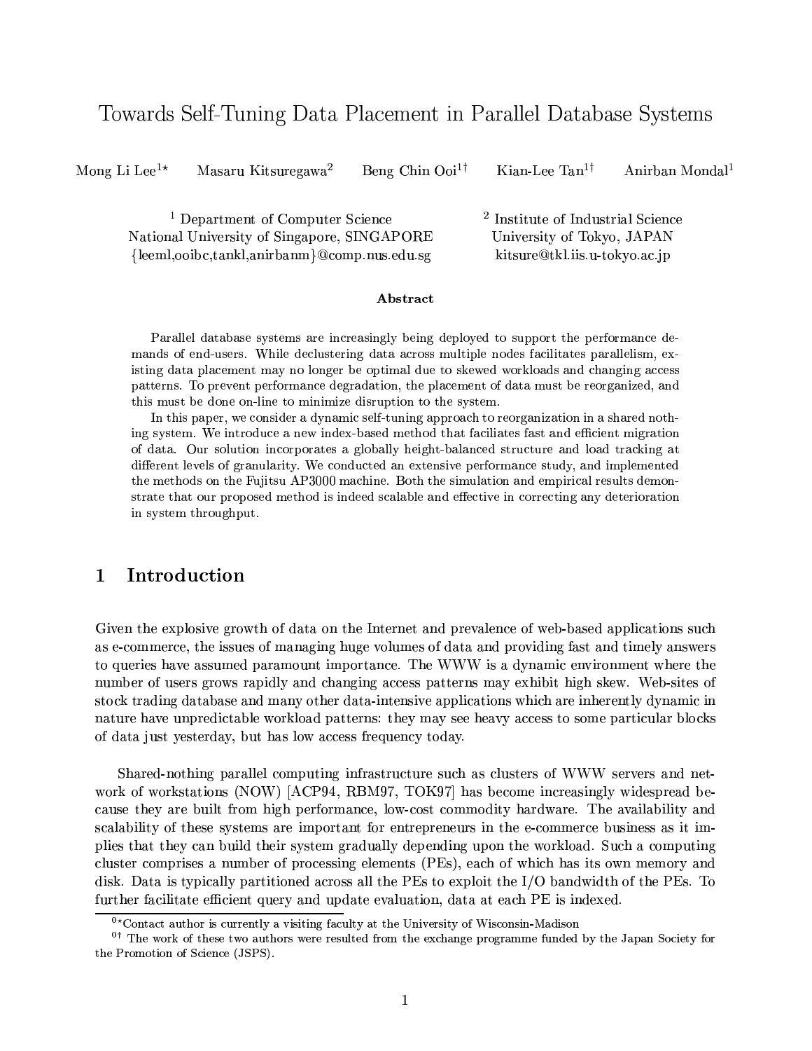# Towards Self-Tuning Data Placement in Parallel Database Systems

Mong Li Lee[1⋆] Masaru Kitsuregawa[2] Beng Chin Ooi[1†] Kian-Lee Tan[1†] Anirban Mondal[1]

[1] Department of Computer Science
National University of Singapore, SINGAPORE
{leeml,ooibc,tankl,anirbanm}@comp.nus.edu.sg

[2] Institute of Industrial Science
University of Tokyo, JAPAN
kitsure@tkl.iis.u-tokyo.ac.jp

**Abstract**

Parallel database systems are increasingly being deployed to support the performance demands of end-users. While declustering data across multiple nodes facilitates parallelism, existing data placement may no longer be optimal due to skewed workloads and changing access patterns. To prevent performance degradation, the placement of data must be reorganized, and this must be done on-line to minimize disruption to the system.

In this paper, we consider a dynamic self-tuning approach to reorganization in a shared nothing system. We introduce a new index-based method that faciliates fast and efficient migration of data. Our solution incorporates a globally height-balanced structure and load tracking at different levels of granularity. We conducted an extensive performance study, and implemented the methods on the Fujitsu AP3000 machine. Both the simulation and empirical results demonstrate that our proposed method is indeed scalable and effective in correcting any deterioration in system throughput.

## 1 Introduction

Given the explosive growth of data on the Internet and prevalence of web-based applications such as e-commerce, the issues of managing huge volumes of data and providing fast and timely answers to queries have assumed paramount importance. The WWW is a dynamic environment where the number of users grows rapidly and changing access patterns may exhibit high skew. Web-sites of stock trading database and many other data-intensive applications which are inherently dynamic in nature have unpredictable workload patterns: they may see heavy access to some particular blocks of data just yesterday, but has low access frequency today.

Shared-nothing parallel computing infrastructure such as clusters of WWW servers and network of workstations (NOW) [ACP94, RBM97, TOK97] has become increasingly widespread because they are built from high performance, low-cost commodity hardware. The availability and scalability of these systems are important for entrepreneurs in the e-commerce business as it implies that they can build their system gradually depending upon the workload. Such a computing cluster comprises a number of processing elements (PEs), each of which has its own memory and disk. Data is typically partitioned across all the PEs to exploit the I/O bandwidth of the PEs. To further facilitate efficient query and update evaluation, data at each PE is indexed.

[0⋆] Contact author is currently a visiting faculty at the University of Wisconsin-Madison

[0†] The work of these two authors were resulted from the exchange programme funded by the Japan Society for the Promotion of Science (JSPS).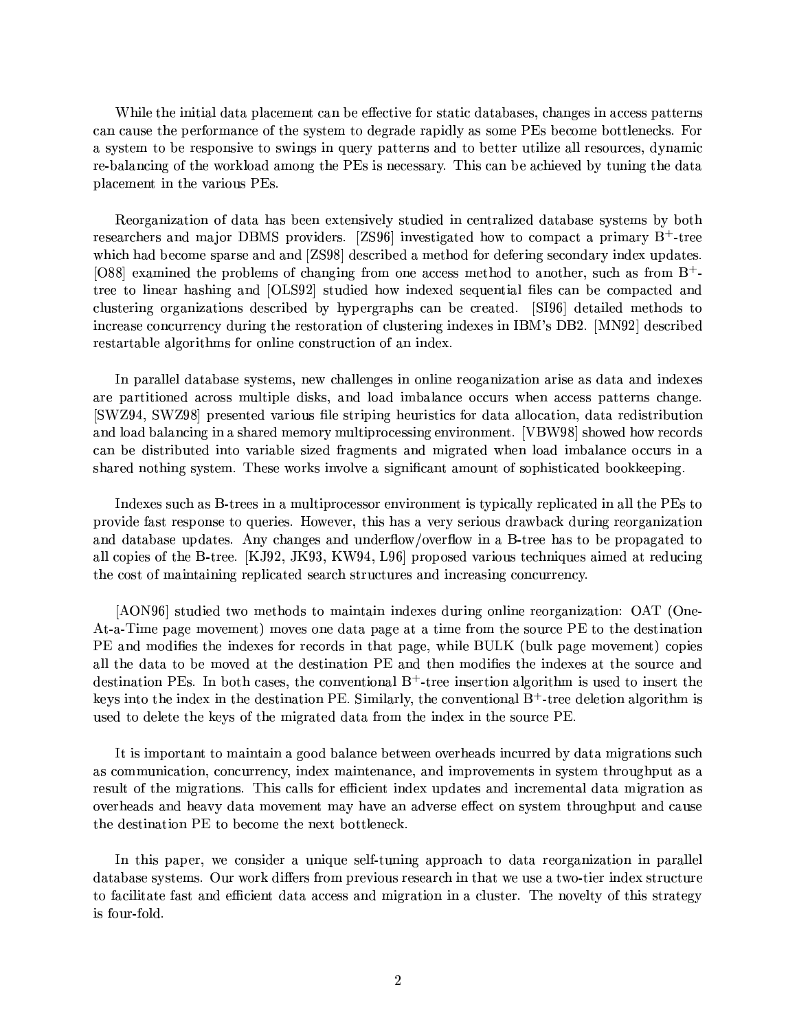While the initial data placement can be effective for static databases, changes in access patterns can cause the performance of the system to degrade rapidly as some PEs become bottlenecks. For a system to be responsive to swings in query patterns and to better utilize all resources, dynamic re-balancing of the workload among the PEs is necessary. This can be achieved by tuning the data placement in the various PEs.

Reorganization of data has been extensively studied in centralized database systems by both researchers and major DBMS providers. [ZS96] investigated how to compact a primary $B^+$-tree which had become sparse and and [ZS98] described a method for defering secondary index updates. [O88] examined the problems of changing from one access method to another, such as from $B^+$-tree to linear hashing and [OLS92] studied how indexed sequential files can be compacted and clustering organizations described by hypergraphs can be created. [SI96] detailed methods to increase concurrency during the restoration of clustering indexes in IBM's DB2. [MN92] described restartable algorithms for online construction of an index.

In parallel database systems, new challenges in online reoganization arise as data and indexes are partitioned across multiple disks, and load imbalance occurs when access patterns change. [SWZ94, SWZ98] presented various file striping heuristics for data allocation, data redistribution and load balancing in a shared memory multiprocessing environment. [VBW98] showed how records can be distributed into variable sized fragments and migrated when load imbalance occurs in a shared nothing system. These works involve a significant amount of sophisticated bookkeeping.

Indexes such as B-trees in a multiprocessor environment is typically replicated in all the PEs to provide fast response to queries. However, this has a very serious drawback during reorganization and database updates. Any changes and underflow/overflow in a B-tree has to be propagated to all copies of the B-tree. [KJ92, JK93, KW94, L96] proposed various techniques aimed at reducing the cost of maintaining replicated search structures and increasing concurrency.

[AON96] studied two methods to maintain indexes during online reorganization: OAT (One-At-a-Time page movement) moves one data page at a time from the source PE to the destination PE and modifies the indexes for records in that page, while BULK (bulk page movement) copies all the data to be moved at the destination PE and then modifies the indexes at the source and destination PEs. In both cases, the conventional $B^+$-tree insertion algorithm is used to insert the keys into the index in the destination PE. Similarly, the conventional $B^+$-tree deletion algorithm is used to delete the keys of the migrated data from the index in the source PE.

It is important to maintain a good balance between overheads incurred by data migrations such as communication, concurrency, index maintenance, and improvements in system throughput as a result of the migrations. This calls for efficient index updates and incremental data migration as overheads and heavy data movement may have an adverse effect on system throughput and cause the destination PE to become the next bottleneck.

In this paper, we consider a unique self-tuning approach to data reorganization in parallel database systems. Our work differs from previous research in that we use a two-tier index structure to facilitate fast and efficient data access and migration in a cluster. The novelty of this strategy is four-fold.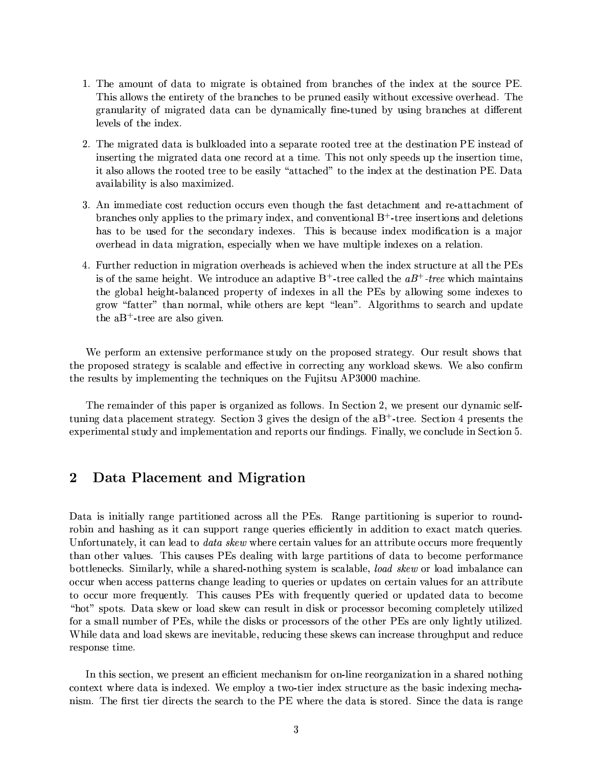1. The amount of data to migrate is obtained from branches of the index at the source PE. This allows the entirety of the branches to be pruned easily without excessive overhead. The granularity of migrated data can be dynamically fine-tuned by using branches at different levels of the index.

2. The migrated data is bulkloaded into a separate rooted tree at the destination PE instead of inserting the migrated data one record at a time. This not only speeds up the insertion time, it also allows the rooted tree to be easily "attached" to the index at the destination PE. Data availability is also maximized.

3. An immediate cost reduction occurs even though the fast detachment and re-attachment of branches only applies to the primary index, and conventional $B^+$-tree insertions and deletions has to be used for the secondary indexes. This is because index modification is a major overhead in data migration, especially when we have multiple indexes on a relation.

4. Further reduction in migration overheads is achieved when the index structure at all the PEs is of the same height. We introduce an adaptive $B^+$-tree called the *$aB^+$-tree* which maintains the global height-balanced property of indexes in all the PEs by allowing some indexes to grow "fatter" than normal, while others are kept "lean". Algorithms to search and update the $aB^+$-tree are also given.

We perform an extensive performance study on the proposed strategy. Our result shows that the proposed strategy is scalable and effective in correcting any workload skews. We also confirm the results by implementing the techniques on the Fujitsu AP3000 machine.

The remainder of this paper is organized as follows. In Section 2, we present our dynamic self-tuning data placement strategy. Section 3 gives the design of the $aB^+$-tree. Section 4 presents the experimental study and implementation and reports our findings. Finally, we conclude in Section 5.

## 2 Data Placement and Migration

Data is initially range partitioned across all the PEs. Range partitioning is superior to round-robin and hashing as it can support range queries efficiently in addition to exact match queries. Unfortunately, it can lead to *data skew* where certain values for an attribute occurs more frequently than other values. This causes PEs dealing with large partitions of data to become performance bottlenecks. Similarly, while a shared-nothing system is scalable, *load skew* or load imbalance can occur when access patterns change leading to queries or updates on certain values for an attribute to occur more frequently. This causes PEs with frequently queried or updated data to become "hot" spots. Data skew or load skew can result in disk or processor becoming completely utilized for a small number of PEs, while the disks or processors of the other PEs are only lightly utilized. While data and load skews are inevitable, reducing these skews can increase throughput and reduce response time.

In this section, we present an efficient mechanism for on-line reorganization in a shared nothing context where data is indexed. We employ a two-tier index structure as the basic indexing mechanism. The first tier directs the search to the PE where the data is stored. Since the data is range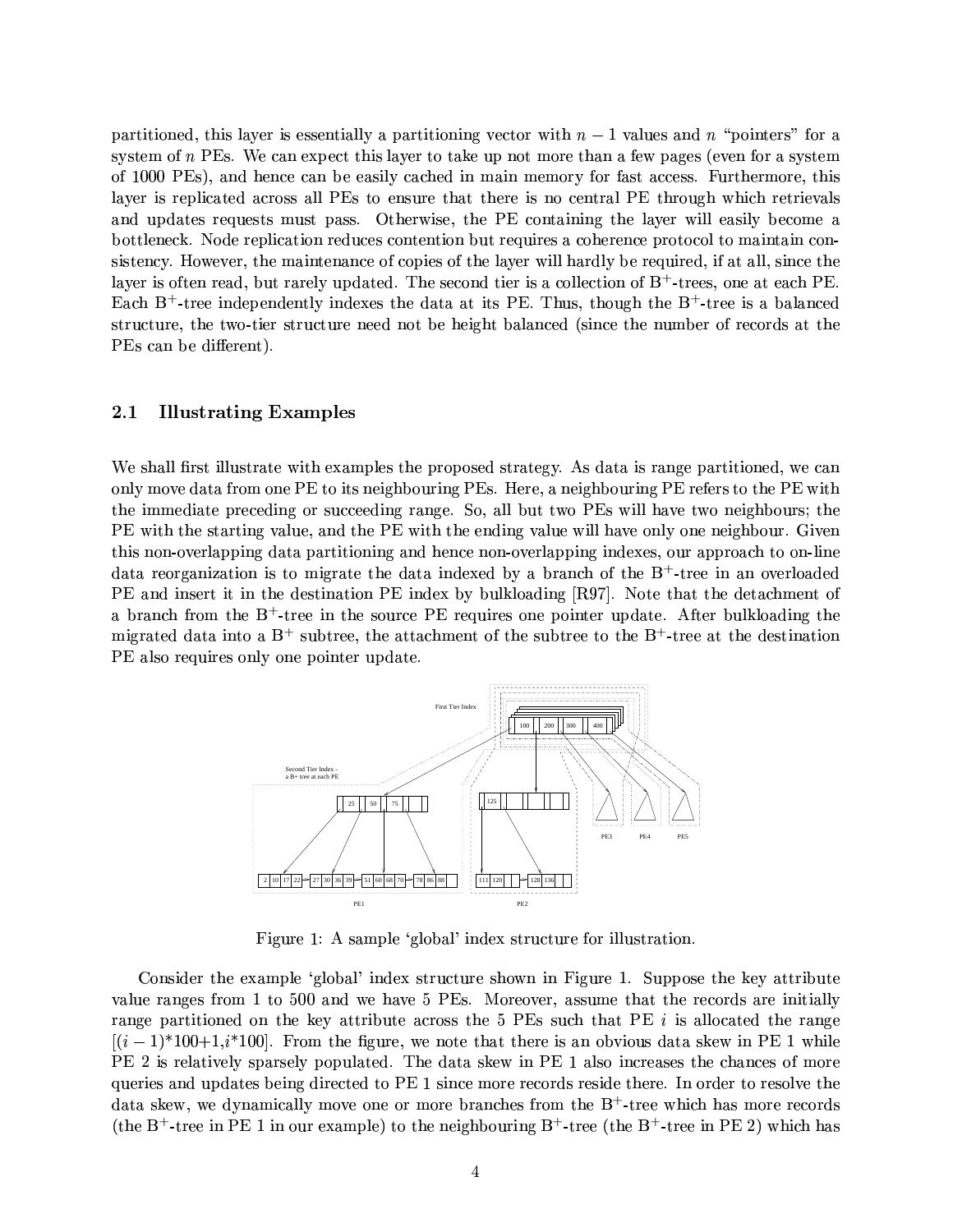partitioned, this layer is essentially a partitioning vector with $n-1$ values and $n$ "pointers" for a system of $n$ PEs. We can expect this layer to take up not more than a few pages (even for a system of 1000 PEs), and hence can be easily cached in main memory for fast access. Furthermore, this layer is replicated across all PEs to ensure that there is no central PE through which retrievals and updates requests must pass. Otherwise, the PE containing the layer will easily become a bottleneck. Node replication reduces contention but requires a coherence protocol to maintain consistency. However, the maintenance of copies of the layer will hardly be required, if at all, since the layer is often read, but rarely updated. The second tier is a collection of $B^+$-trees, one at each PE. Each $B^+$-tree independently indexes the data at its PE. Thus, though the $B^+$-tree is a balanced structure, the two-tier structure need not be height balanced (since the number of records at the PEs can be different).

## 2.1 Illustrating Examples

We shall first illustrate with examples the proposed strategy. As data is range partitioned, we can only move data from one PE to its neighbouring PEs. Here, a neighbouring PE refers to the PE with the immediate preceding or succeeding range. So, all but two PEs will have two neighbours; the PE with the starting value, and the PE with the ending value will have only one neighbour. Given this non-overlapping data partitioning and hence non-overlapping indexes, our approach to on-line data reorganization is to migrate the data indexed by a branch of the $B^+$-tree in an overloaded PE and insert it in the destination PE index by bulkloading [R97]. Note that the detachment of a branch from the $B^+$-tree in the source PE requires one pointer update. After bulkloading the migrated data into a $B^+$ subtree, the attachment of the subtree to the $B^+$-tree at the destination PE also requires only one pointer update.

Figure 1: A sample 'global' index structure for illustration.

Consider the example 'global' index structure shown in Figure 1. Suppose the key attribute value ranges from 1 to 500 and we have 5 PEs. Moreover, assume that the records are initially range partitioned on the key attribute across the 5 PEs such that PE $i$ is allocated the range $[(i-1)*100+1, i*100]$. From the figure, we note that there is an obvious data skew in PE 1 while PE 2 is relatively sparsely populated. The data skew in PE 1 also increases the chances of more queries and updates being directed to PE 1 since more records reside there. In order to resolve the data skew, we dynamically move one or more branches from the $B^+$-tree which has more records (the $B^+$-tree in PE 1 in our example) to the neighbouring $B^+$-tree (the $B^+$-tree in PE 2) which has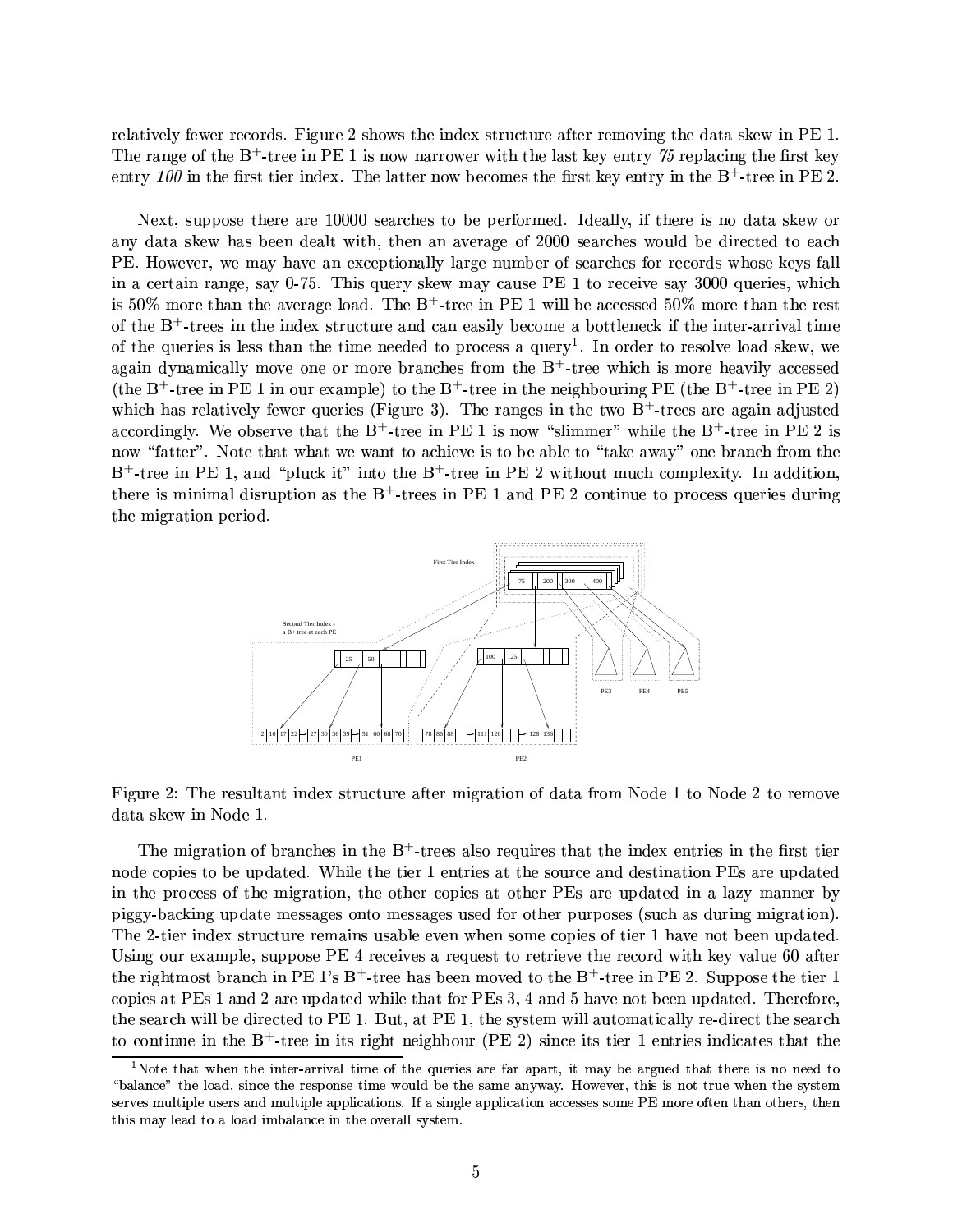relatively fewer records. Figure 2 shows the index structure after removing the data skew in PE 1. The range of the B$^+$-tree in PE 1 is now narrower with the last key entry *75* replacing the first key entry *100* in the first tier index. The latter now becomes the first key entry in the B$^+$-tree in PE 2.

Next, suppose there are 10000 searches to be performed. Ideally, if there is no data skew or any data skew has been dealt with, then an average of 2000 searches would be directed to each PE. However, we may have an exceptionally large number of searches for records whose keys fall in a certain range, say 0-75. This query skew may cause PE 1 to receive say 3000 queries, which is 50% more than the average load. The B$^+$-tree in PE 1 will be accessed 50% more than the rest of the B$^+$-trees in the index structure and can easily become a bottleneck if the inter-arrival time of the queries is less than the time needed to process a query[1]. In order to resolve load skew, we again dynamically move one or more branches from the B$^+$-tree which is more heavily accessed (the B$^+$-tree in PE 1 in our example) to the B$^+$-tree in the neighbouring PE (the B$^+$-tree in PE 2) which has relatively fewer queries (Figure 3). The ranges in the two B$^+$-trees are again adjusted accordingly. We observe that the B$^+$-tree in PE 1 is now "slimmer" while the B$^+$-tree in PE 2 is now "fatter". Note that what we want to achieve is to be able to "take away" one branch from the B$^+$-tree in PE 1, and "pluck it" into the B$^+$-tree in PE 2 without much complexity. In addition, there is minimal disruption as the B$^+$-trees in PE 1 and PE 2 continue to process queries during the migration period.

Figure 2: The resultant index structure after migration of data from Node 1 to Node 2 to remove data skew in Node 1.

The migration of branches in the B$^+$-trees also requires that the index entries in the first tier node copies to be updated. While the tier 1 entries at the source and destination PEs are updated in the process of the migration, the other copies at other PEs are updated in a lazy manner by piggy-backing update messages onto messages used for other purposes (such as during migration). The 2-tier index structure remains usable even when some copies of tier 1 have not been updated. Using our example, suppose PE 4 receives a request to retrieve the record with key value 60 after the rightmost branch in PE 1's B$^+$-tree has been moved to the B$^+$-tree in PE 2. Suppose the tier 1 copies at PEs 1 and 2 are updated while that for PEs 3, 4 and 5 have not been updated. Therefore, the search will be directed to PE 1. But, at PE 1, the system will automatically re-direct the search to continue in the B$^+$-tree in its right neighbour (PE 2) since its tier 1 entries indicates that the

[1]Note that when the inter-arrival time of the queries are far apart, it may be argued that there is no need to "balance" the load, since the response time would be the same anyway. However, this is not true when the system serves multiple users and multiple applications. If a single application accesses some PE more often than others, then this may lead to a load imbalance in the overall system.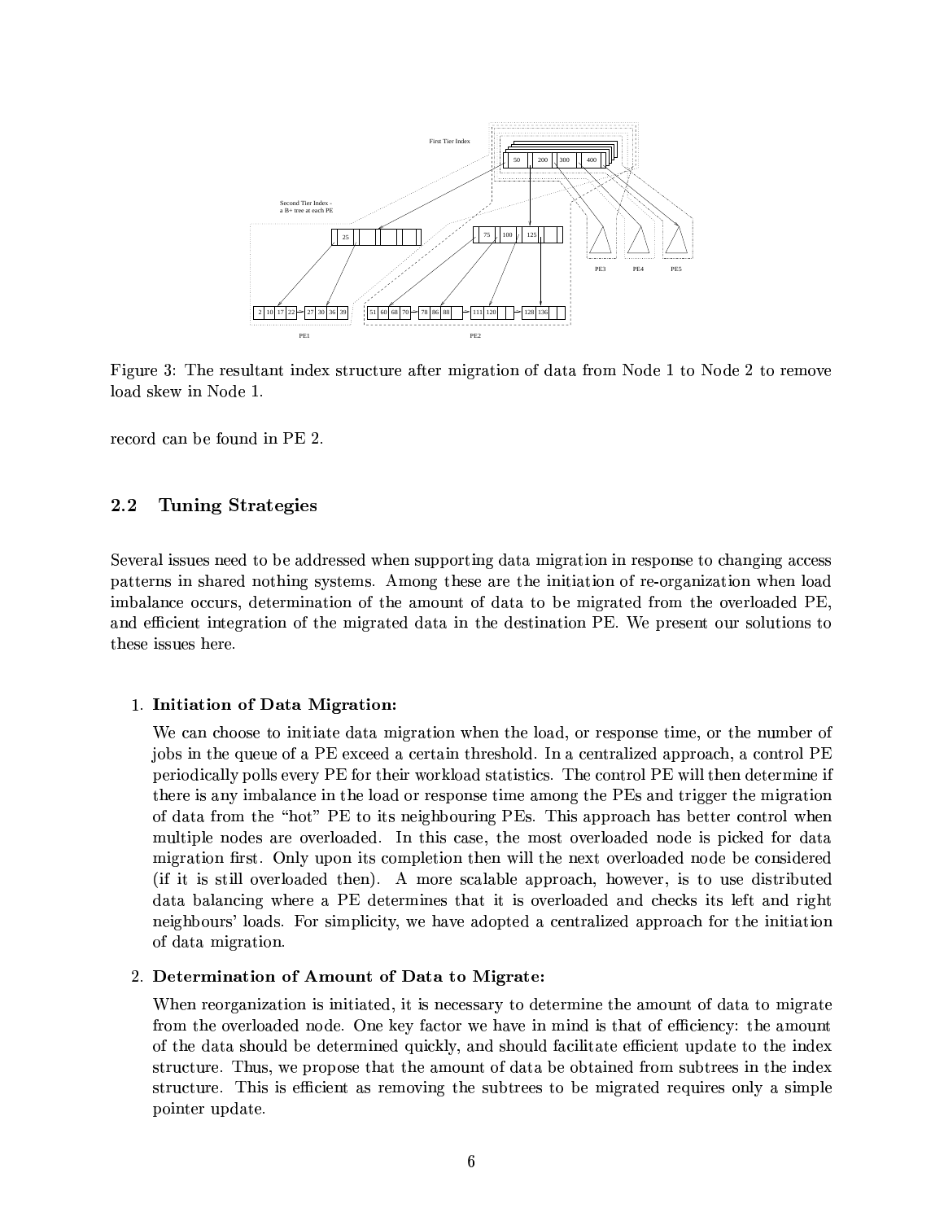First Tier Index

50 200 300 400

Second Tier Index - a B+ tree at each PE

25

75 100 125

PE3 PE4 PE5

2 10 17 22 27 30 36 39 51 60 68 70 78 86 88 111 120 128 136

PE1 PE2

Figure 3: The resultant index structure after migration of data from Node 1 to Node 2 to remove load skew in Node 1.

record can be found in PE 2.

## 2.2 Tuning Strategies

Several issues need to be addressed when supporting data migration in response to changing access patterns in shared nothing systems. Among these are the initiation of re-organization when load imbalance occurs, determination of the amount of data to be migrated from the overloaded PE, and efficient integration of the migrated data in the destination PE. We present our solutions to these issues here.

1. **Initiation of Data Migration:**

   We can choose to initiate data migration when the load, or response time, or the number of jobs in the queue of a PE exceed a certain threshold. In a centralized approach, a control PE periodically polls every PE for their workload statistics. The control PE will then determine if there is any imbalance in the load or response time among the PEs and trigger the migration of data from the "hot" PE to its neighbouring PEs. This approach has better control when multiple nodes are overloaded. In this case, the most overloaded node is picked for data migration first. Only upon its completion then will the next overloaded node be considered (if it is still overloaded then). A more scalable approach, however, is to use distributed data balancing where a PE determines that it is overloaded and checks its left and right neighbours' loads. For simplicity, we have adopted a centralized approach for the initiation of data migration.

2. **Determination of Amount of Data to Migrate:**

   When reorganization is initiated, it is necessary to determine the amount of data to migrate from the overloaded node. One key factor we have in mind is that of efficiency: the amount of the data should be determined quickly, and should facilitate efficient update to the index structure. Thus, we propose that the amount of data be obtained from subtrees in the index structure. This is efficient as removing the subtrees to be migrated requires only a simple pointer update.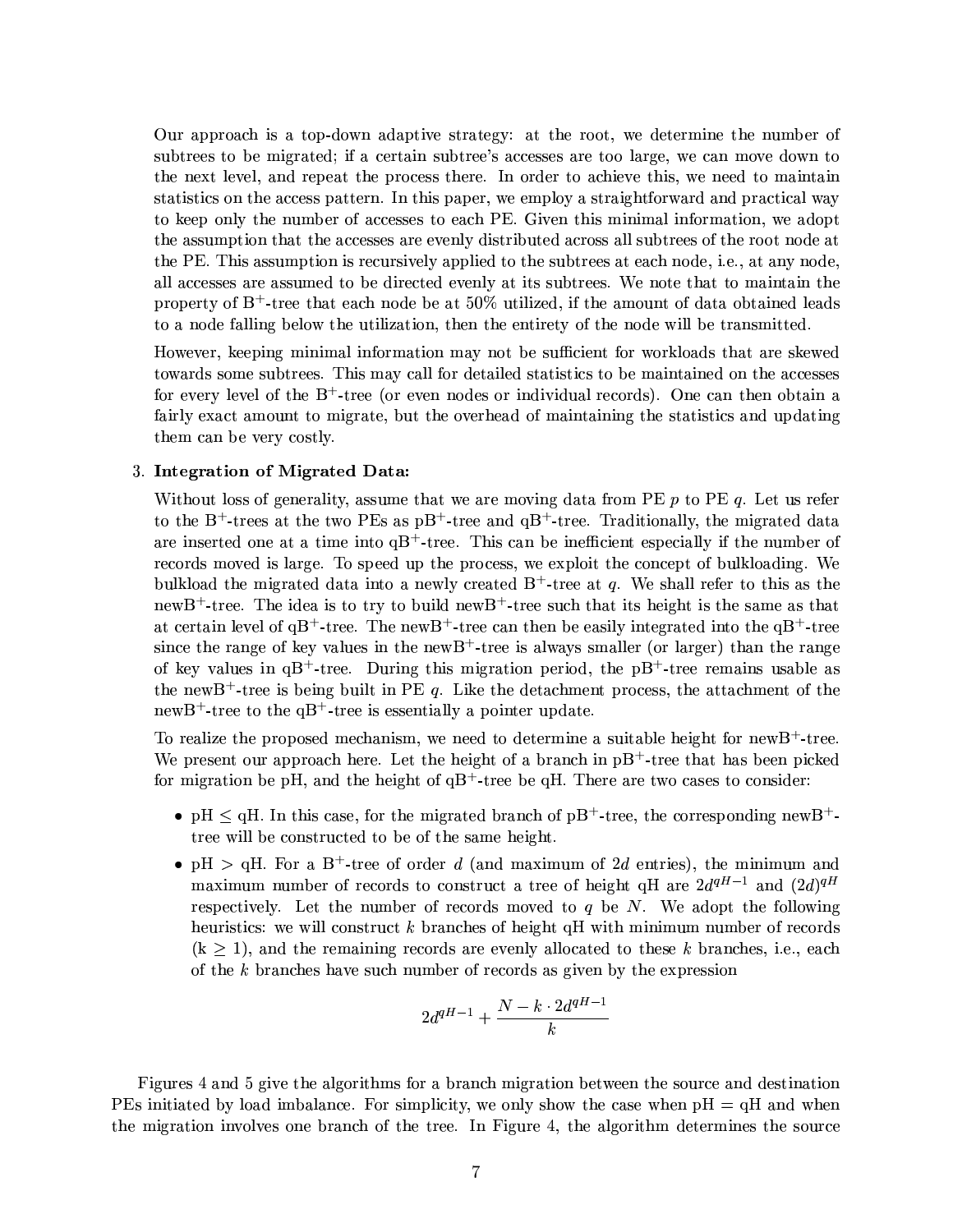Our approach is a top-down adaptive strategy: at the root, we determine the number of subtrees to be migrated; if a certain subtree's accesses are too large, we can move down to the next level, and repeat the process there. In order to achieve this, we need to maintain statistics on the access pattern. In this paper, we employ a straightforward and practical way to keep only the number of accesses to each PE. Given this minimal information, we adopt the assumption that the accesses are evenly distributed across all subtrees of the root node at the PE. This assumption is recursively applied to the subtrees at each node, i.e., at any node, all accesses are assumed to be directed evenly at its subtrees. We note that to maintain the property of B$^+$-tree that each node be at 50% utilized, if the amount of data obtained leads to a node falling below the utilization, then the entirety of the node will be transmitted.

However, keeping minimal information may not be sufficient for workloads that are skewed towards some subtrees. This may call for detailed statistics to be maintained on the accesses for every level of the B$^+$-tree (or even nodes or individual records). One can then obtain a fairly exact amount to migrate, but the overhead of maintaining the statistics and updating them can be very costly.

3. **Integration of Migrated Data:**

Without loss of generality, assume that we are moving data from PE $p$ to PE $q$. Let us refer to the B$^+$-trees at the two PEs as pB$^+$-tree and qB$^+$-tree. Traditionally, the migrated data are inserted one at a time into qB$^+$-tree. This can be inefficient especially if the number of records moved is large. To speed up the process, we exploit the concept of bulkloading. We bulkload the migrated data into a newly created B$^+$-tree at $q$. We shall refer to this as the newB$^+$-tree. The idea is to try to build newB$^+$-tree such that its height is the same as that at certain level of qB$^+$-tree. The newB$^+$-tree can then be easily integrated into the qB$^+$-tree since the range of key values in the newB$^+$-tree is always smaller (or larger) than the range of key values in qB$^+$-tree. During this migration period, the pB$^+$-tree remains usable as the newB$^+$-tree is being built in PE $q$. Like the detachment process, the attachment of the newB$^+$-tree to the qB$^+$-tree is essentially a pointer update.

To realize the proposed mechanism, we need to determine a suitable height for newB$^+$-tree. We present our approach here. Let the height of a branch in pB$^+$-tree that has been picked for migration be pH, and the height of qB$^+$-tree be qH. There are two cases to consider:

- pH $\leq$ qH. In this case, for the migrated branch of pB$^+$-tree, the corresponding newB$^+$-tree will be constructed to be of the same height.
- pH $>$ qH. For a B$^+$-tree of order $d$ (and maximum of $2d$ entries), the minimum and maximum number of records to construct a tree of height qH are $2d^{qH-1}$ and $(2d)^{qH}$ respectively. Let the number of records moved to $q$ be $N$. We adopt the following heuristics: we will construct $k$ branches of height qH with minimum number of records ($k \geq 1$), and the remaining records are evenly allocated to these $k$ branches, i.e., each of the $k$ branches have such number of records as given by the expression

$$2d^{qH-1} + \frac{N - k \cdot 2d^{qH-1}}{k}$$

Figures 4 and 5 give the algorithms for a branch migration between the source and destination PEs initiated by load imbalance. For simplicity, we only show the case when pH = qH and when the migration involves one branch of the tree. In Figure 4, the algorithm determines the source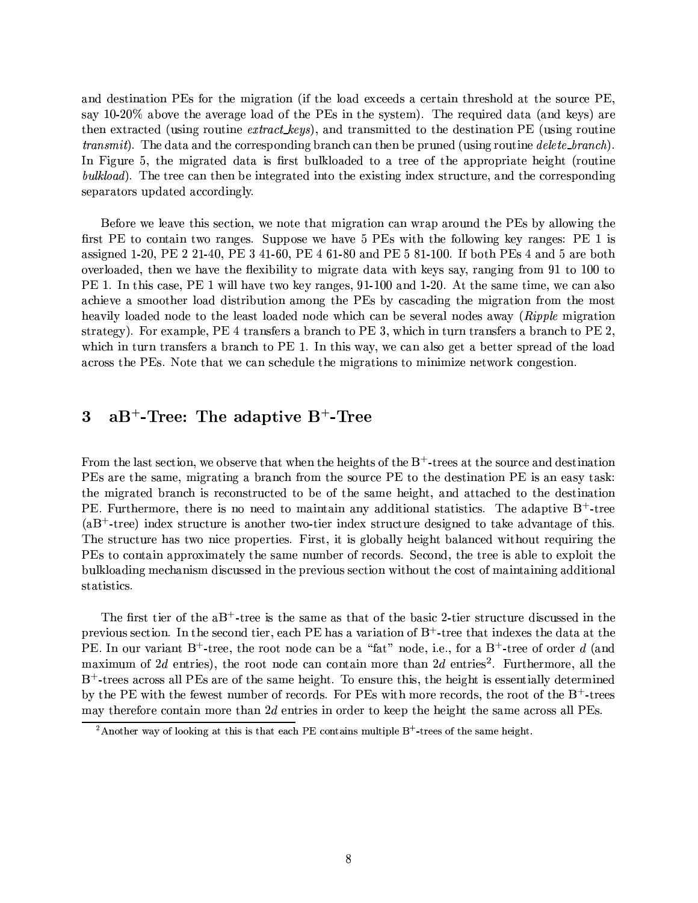and destination PEs for the migration (if the load exceeds a certain threshold at the source PE, say 10-20% above the average load of the PEs in the system). The required data (and keys) are then extracted (using routine *extract_keys*), and transmitted to the destination PE (using routine *transmit*). The data and the corresponding branch can then be pruned (using routine *delete_branch*). In Figure 5, the migrated data is first bulkloaded to a tree of the appropriate height (routine *bulkload*). The tree can then be integrated into the existing index structure, and the corresponding separators updated accordingly.

Before we leave this section, we note that migration can wrap around the PEs by allowing the first PE to contain two ranges. Suppose we have 5 PEs with the following key ranges: PE 1 is assigned 1-20, PE 2 21-40, PE 3 41-60, PE 4 61-80 and PE 5 81-100. If both PEs 4 and 5 are both overloaded, then we have the flexibility to migrate data with keys say, ranging from 91 to 100 to PE 1. In this case, PE 1 will have two key ranges, 91-100 and 1-20. At the same time, we can also achieve a smoother load distribution among the PEs by cascading the migration from the most heavily loaded node to the least loaded node which can be several nodes away (*Ripple* migration strategy). For example, PE 4 transfers a branch to PE 3, which in turn transfers a branch to PE 2, which in turn transfers a branch to PE 1. In this way, we can also get a better spread of the load across the PEs. Note that we can schedule the migrations to minimize network congestion.

# 3 aB$^+$-Tree: The adaptive B$^+$-Tree

From the last section, we observe that when the heights of the B$^+$-trees at the source and destination PEs are the same, migrating a branch from the source PE to the destination PE is an easy task: the migrated branch is reconstructed to be of the same height, and attached to the destination PE. Furthermore, there is no need to maintain any additional statistics. The adaptive B$^+$-tree (aB$^+$-tree) index structure is another two-tier index structure designed to take advantage of this. The structure has two nice properties. First, it is globally height balanced without requiring the PEs to contain approximately the same number of records. Second, the tree is able to exploit the bulkloading mechanism discussed in the previous section without the cost of maintaining additional statistics.

The first tier of the aB$^+$-tree is the same as that of the basic 2-tier structure discussed in the previous section. In the second tier, each PE has a variation of B$^+$-tree that indexes the data at the PE. In our variant B$^+$-tree, the root node can be a "fat" node, i.e., for a B$^+$-tree of order $d$ (and maximum of $2d$ entries), the root node can contain more than $2d$ entries[2]. Furthermore, all the B$^+$-trees across all PEs are of the same height. To ensure this, the height is essentially determined by the PE with the fewest number of records. For PEs with more records, the root of the B$^+$-trees may therefore contain more than $2d$ entries in order to keep the height the same across all PEs.

[2] Another way of looking at this is that each PE contains multiple B$^+$-trees of the same height.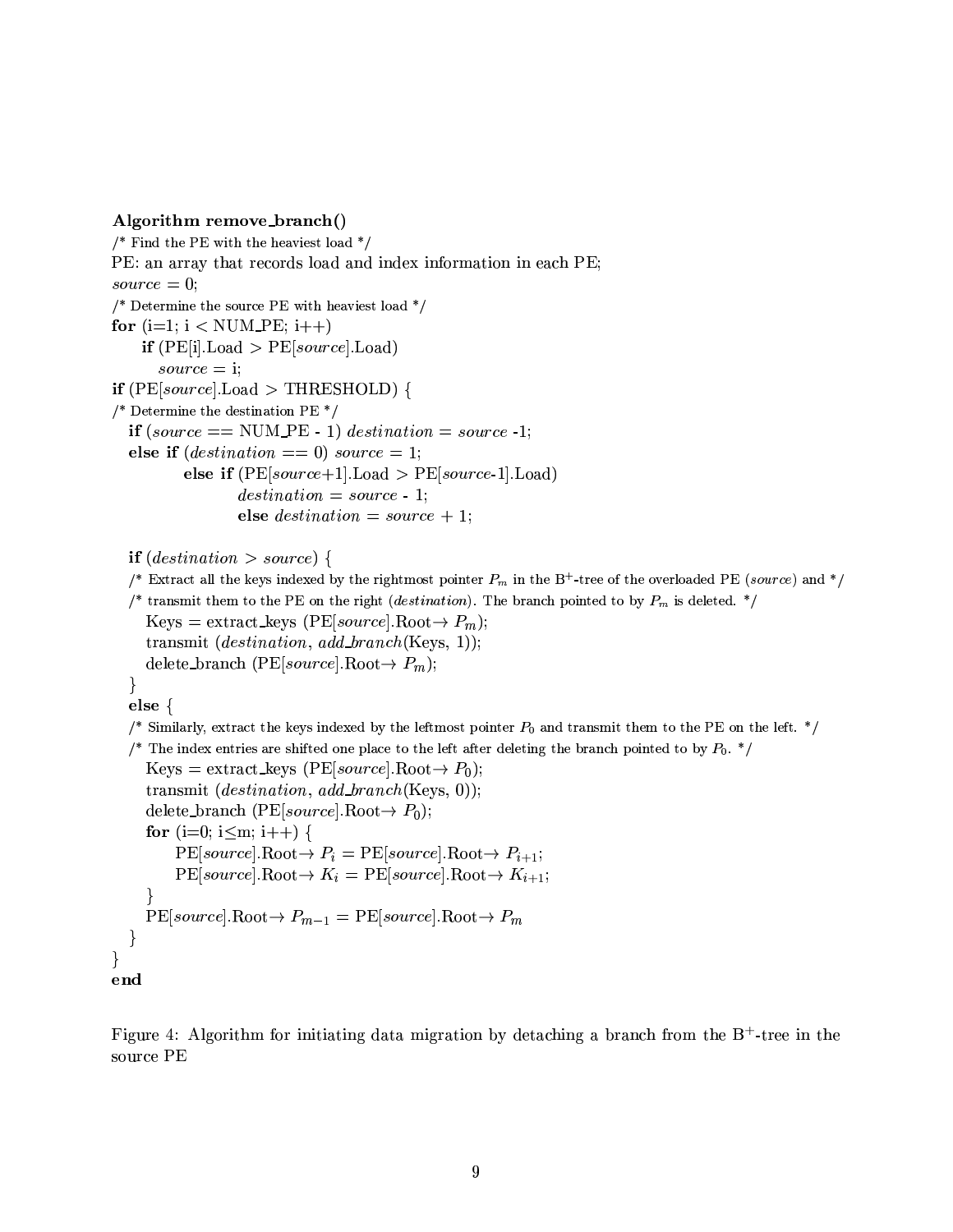**Algorithm remove_branch()**

```
/* Find the PE with the heaviest load */
PE: an array that records load and index information in each PE;
source = 0;
/* Determine the source PE with heaviest load */
for (i=1; i < NUM_PE; i++)
    if (PE[i].Load > PE[source].Load)
        source = i;
if (PE[source].Load > THRESHOLD) {
/* Determine the destination PE */
  if (source == NUM_PE - 1) destination = source -1;
  else if (destination == 0) source = 1;
          else if (PE[source+1].Load > PE[source-1].Load)
                  destination = source - 1;
                  else destination = source + 1;

  if (destination > source) {
  /* Extract all the keys indexed by the rightmost pointer P_m in the B+-tree of the overloaded PE (source) and */
  /* transmit them to the PE on the right (destination). The branch pointed to by P_m is deleted. */
    Keys = extract_keys (PE[source].Root→ P_m);
    transmit (destination, add_branch(Keys, 1));
    delete_branch (PE[source].Root→ P_m);
  }
  else {
  /* Similarly, extract the keys indexed by the leftmost pointer P_0 and transmit them to the PE on the left. */
  /* The index entries are shifted one place to the left after deleting the branch pointed to by P_0. */
    Keys = extract_keys (PE[source].Root→ P_0);
    transmit (destination, add_branch(Keys, 0));
    delete_branch (PE[source].Root→ P_0);
    for (i=0; i≤m; i++) {
        PE[source].Root→ P_i = PE[source].Root→ P_{i+1};
        PE[source].Root→ K_i = PE[source].Root→ K_{i+1};
    }
    PE[source].Root→ P_{m-1} = PE[source].Root→ P_m
  }
}
end
```

Figure 4: Algorithm for initiating data migration by detaching a branch from the B$^+$-tree in the source PE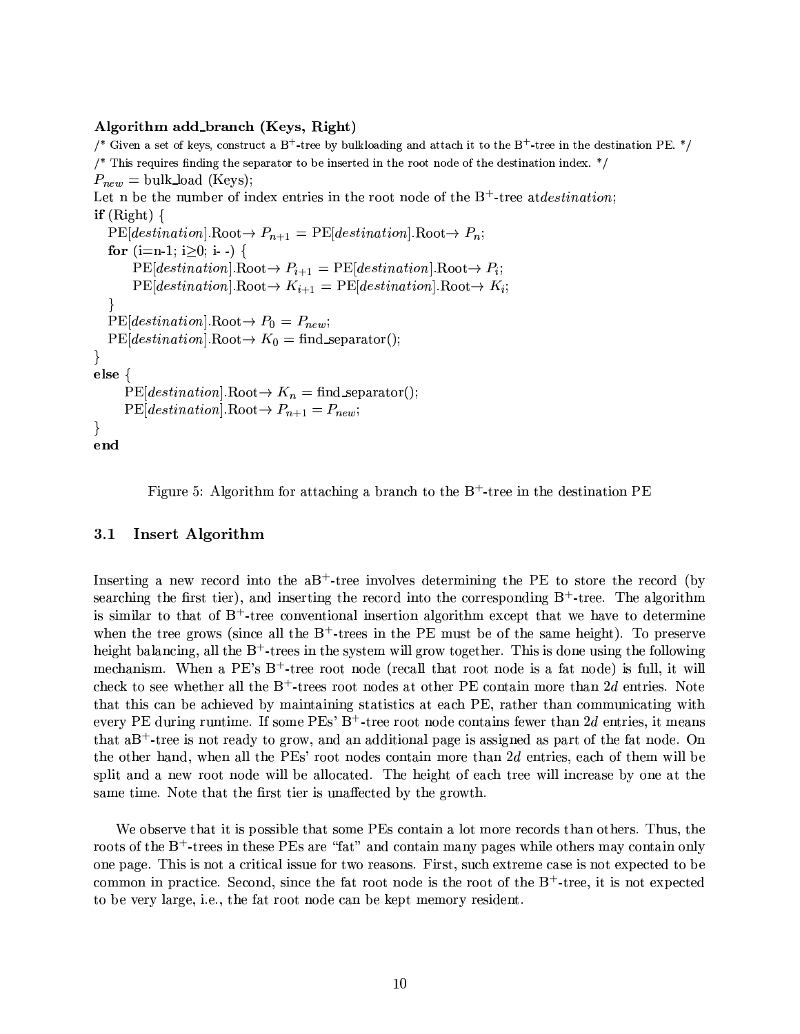**Algorithm add_branch (Keys, Right)**

```
/* Given a set of keys, construct a B+-tree by bulkloading and attach it to the B+-tree in the destination PE. */
/* This requires finding the separator to be inserted in the root node of the destination index. */
P_new = bulk_load (Keys);
Let n be the number of index entries in the root node of the B+-tree atdestination;
if (Right) {
   PE[destination].Root→ P_{n+1} = PE[destination].Root→ P_n;
   for (i=n-1; i≥0; i- -) {
        PE[destination].Root→ P_{i+1} = PE[destination].Root→ P_i;
        PE[destination].Root→ K_{i+1} = PE[destination].Root→ K_i;
   }
   PE[destination].Root→ P_0 = P_new;
   PE[destination].Root→ K_0 = find_separator();
}
else {
      PE[destination].Root→ K_n = find_separator();
      PE[destination].Root→ P_{n+1} = P_new;
}
end
```

Figure 5: Algorithm for attaching a branch to the B$^+$-tree in the destination PE

### 3.1 Insert Algorithm

Inserting a new record into the aB$^+$-tree involves determining the PE to store the record (by searching the first tier), and inserting the record into the corresponding B$^+$-tree. The algorithm is similar to that of B$^+$-tree conventional insertion algorithm except that we have to determine when the tree grows (since all the B$^+$-trees in the PE must be of the same height). To preserve height balancing, all the B$^+$-trees in the system will grow together. This is done using the following mechanism. When a PE's B$^+$-tree root node (recall that root node is a fat node) is full, it will check to see whether all the B$^+$-trees root nodes at other PE contain more than $2d$ entries. Note that this can be achieved by maintaining statistics at each PE, rather than communicating with every PE during runtime. If some PEs' B$^+$-tree root node contains fewer than $2d$ entries, it means that aB$^+$-tree is not ready to grow, and an additional page is assigned as part of the fat node. On the other hand, when all the PEs' root nodes contain more than $2d$ entries, each of them will be split and a new root node will be allocated. The height of each tree will increase by one at the same time. Note that the first tier is unaffected by the growth.

We observe that it is possible that some PEs contain a lot more records than others. Thus, the roots of the B$^+$-trees in these PEs are "fat" and contain many pages while others may contain only one page. This is not a critical issue for two reasons. First, such extreme case is not expected to be common in practice. Second, since the fat root node is the root of the B$^+$-tree, it is not expected to be very large, i.e., the fat root node can be kept memory resident.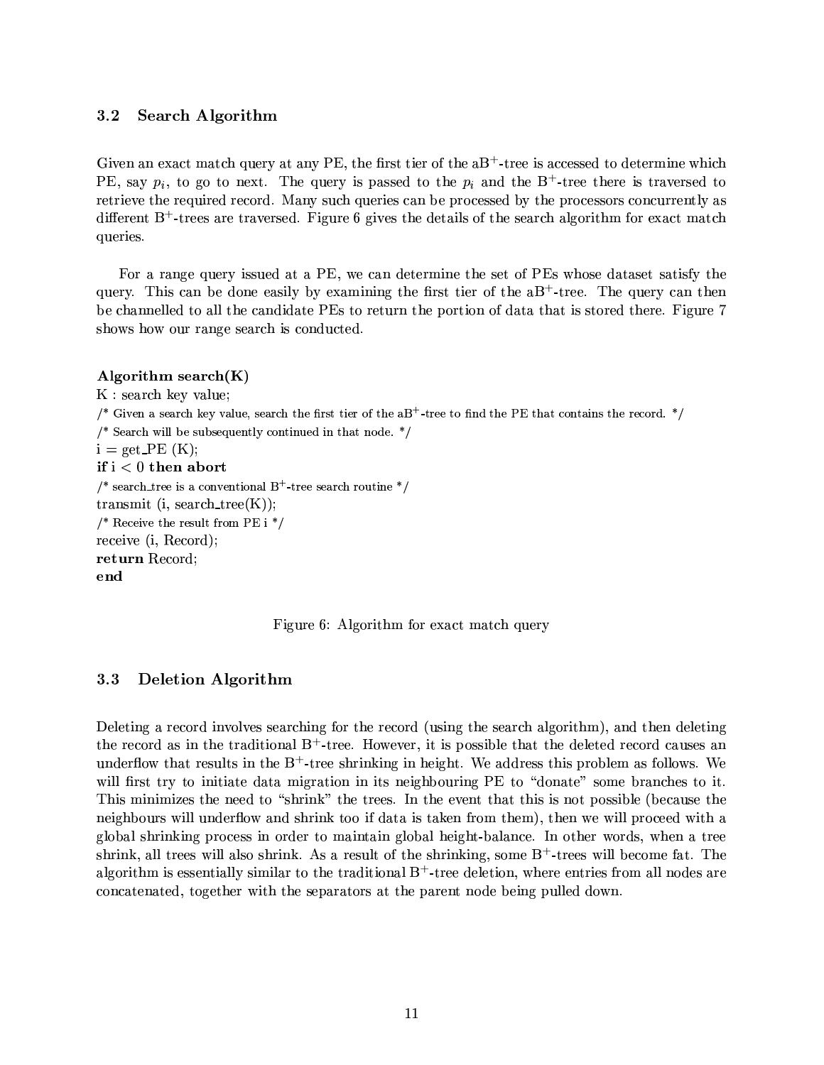### 3.2 Search Algorithm

Given an exact match query at any PE, the first tier of the aB$^+$-tree is accessed to determine which PE, say $p_i$, to go to next. The query is passed to the $p_i$ and the B$^+$-tree there is traversed to retrieve the required record. Many such queries can be processed by the processors concurrently as different B$^+$-trees are traversed. Figure 6 gives the details of the search algorithm for exact match queries.

For a range query issued at a PE, we can determine the set of PEs whose dataset satisfy the query. This can be done easily by examining the first tier of the aB$^+$-tree. The query can then be channelled to all the candidate PEs to return the portion of data that is stored there. Figure 7 shows how our range search is conducted.

```
Algorithm search(K)
K : search key value;
/* Given a search key value, search the first tier of the aB+-tree to find the PE that contains the record. */
/* Search will be subsequently continued in that node. */
i = get_PE (K);
if i < 0 then abort
/* search_tree is a conventional B+-tree search routine */
transmit (i, search_tree(K));
/* Receive the result from PE i */
receive (i, Record);
return Record;
end
```

Figure 6: Algorithm for exact match query

### 3.3 Deletion Algorithm

Deleting a record involves searching for the record (using the search algorithm), and then deleting the record as in the traditional B$^+$-tree. However, it is possible that the deleted record causes an underflow that results in the B$^+$-tree shrinking in height. We address this problem as follows. We will first try to initiate data migration in its neighbouring PE to "donate" some branches to it. This minimizes the need to "shrink" the trees. In the event that this is not possible (because the neighbours will underflow and shrink too if data is taken from them), then we will proceed with a global shrinking process in order to maintain global height-balance. In other words, when a tree shrink, all trees will also shrink. As a result of the shrinking, some B$^+$-trees will become fat. The algorithm is essentially similar to the traditional B$^+$-tree deletion, where entries from all nodes are concatenated, together with the separators at the parent node being pulled down.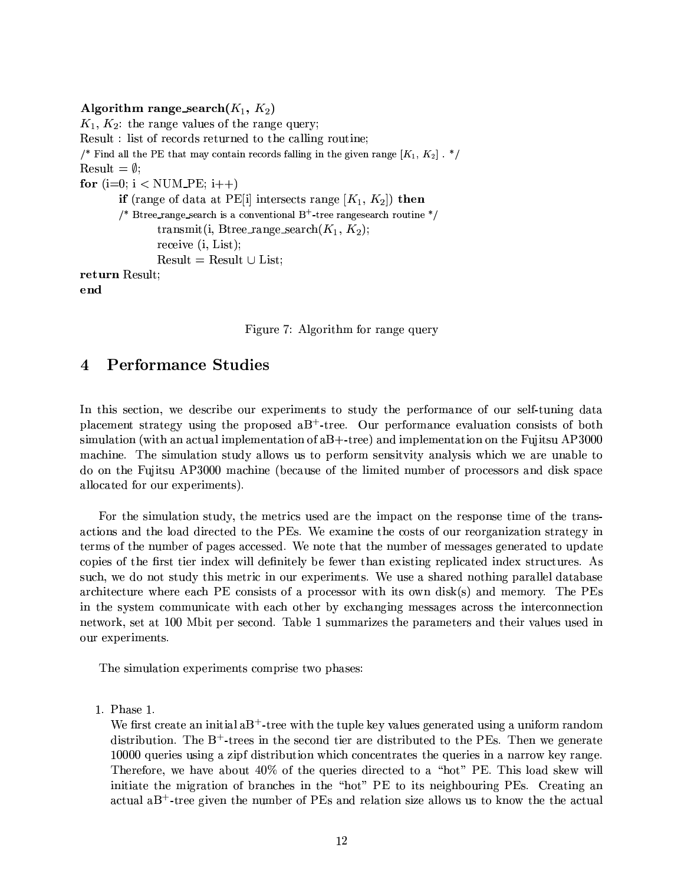```
Algorithm range_search(K1, K2)
K1, K2: the range values of the range query;
Result : list of records returned to the calling routine;
/* Find all the PE that may contain records falling in the given range [K1, K2] . */
Result = ∅;
for (i=0; i < NUM_PE; i++)
        if (range of data at PE[i] intersects range [K1, K2]) then
        /* Btree_range_search is a conventional B+-tree rangesearch routine */
                transmit(i, Btree_range_search(K1, K2);
                receive (i, List);
                Result = Result ∪ List;
return Result;
end
```

Figure 7: Algorithm for range query

# 4 Performance Studies

In this section, we describe our experiments to study the performance of our self-tuning data placement strategy using the proposed aB$^+$-tree. Our performance evaluation consists of both simulation (with an actual implementation of aB+-tree) and implementation on the Fujitsu AP3000 machine. The simulation study allows us to perform sensitvity analysis which we are unable to do on the Fujitsu AP3000 machine (because of the limited number of processors and disk space allocated for our experiments).

For the simulation study, the metrics used are the impact on the response time of the transactions and the load directed to the PEs. We examine the costs of our reorganization strategy in terms of the number of pages accessed. We note that the number of messages generated to update copies of the first tier index will definitely be fewer than existing replicated index structures. As such, we do not study this metric in our experiments. We use a shared nothing parallel database architecture where each PE consists of a processor with its own disk(s) and memory. The PEs in the system communicate with each other by exchanging messages across the interconnection network, set at 100 Mbit per second. Table 1 summarizes the parameters and their values used in our experiments.

The simulation experiments comprise two phases:

1. Phase 1.
   We first create an initial aB$^+$-tree with the tuple key values generated using a uniform random distribution. The B$^+$-trees in the second tier are distributed to the PEs. Then we generate 10000 queries using a zipf distribution which concentrates the queries in a narrow key range. Therefore, we have about 40% of the queries directed to a "hot" PE. This load skew will initiate the migration of branches in the "hot" PE to its neighbouring PEs. Creating an actual aB$^+$-tree given the number of PEs and relation size allows us to know the the actual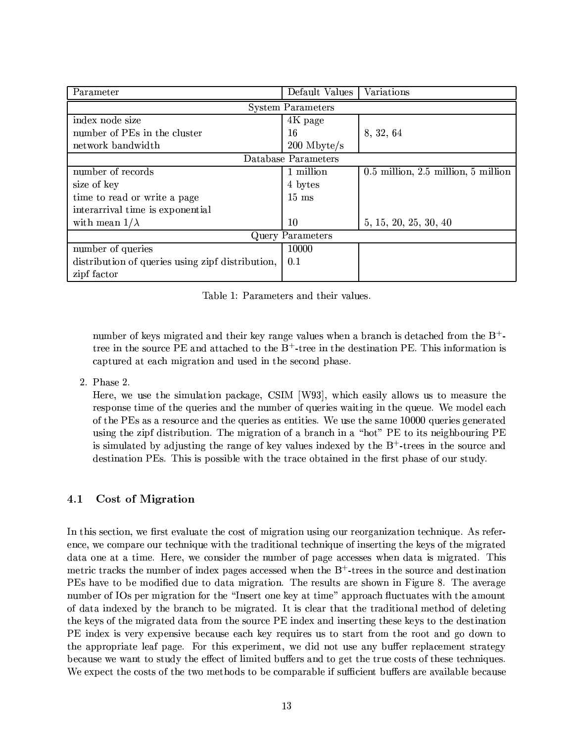| Parameter | Default Values | Variations |
|---|---|---|
| System Parameters | | |
| index node size | 4K page | |
| number of PEs in the cluster | 16 | 8, 32, 64 |
| network bandwidth | 200 Mbyte/s | |
| Database Parameters | | |
| number of records | 1 million | 0.5 million, 2.5 million, 5 million |
| size of key | 4 bytes | |
| time to read or write a page | 15 ms | |
| interarrival time is exponential with mean $1/\lambda$ | 10 | 5, 15, 20, 25, 30, 40 |
| Query Parameters | | |
| number of queries | 10000 | |
| distribution of queries using zipf distribution, zipf factor | 0.1 | |

Table 1: Parameters and their values.

number of keys migrated and their key range values when a branch is detached from the B$^+$-tree in the source PE and attached to the B$^+$-tree in the destination PE. This information is captured at each migration and used in the second phase.

2. Phase 2.
   Here, we use the simulation package, CSIM [W93], which easily allows us to measure the response time of the queries and the number of queries waiting in the queue. We model each of the PEs as a resource and the queries as entities. We use the same 10000 queries generated using the zipf distribution. The migration of a branch in a "hot" PE to its neighbouring PE is simulated by adjusting the range of key values indexed by the B$^+$-trees in the source and destination PEs. This is possible with the trace obtained in the first phase of our study.

### 4.1 Cost of Migration

In this section, we first evaluate the cost of migration using our reorganization technique. As reference, we compare our technique with the traditional technique of inserting the keys of the migrated data one at a time. Here, we consider the number of page accesses when the data is migrated. This metric tracks the number of index pages accessed when the B$^+$-trees in the source and destination PEs have to be modified due to data migration. The results are shown in Figure 8. The average number of IOs per migration for the "Insert one key at time" approach fluctuates with the amount of data indexed by the branch to be migrated. It is clear that the traditional method of deleting the keys of the migrated data from the source PE index and inserting these keys to the destination PE index is very expensive because each key requires us to start from the root and go down to the appropriate leaf page. For this experiment, we did not use any buffer replacement strategy because we want to study the effect of limited buffers and to get the true costs of these techniques. We expect the costs of the two methods to be comparable if sufficient buffers are available because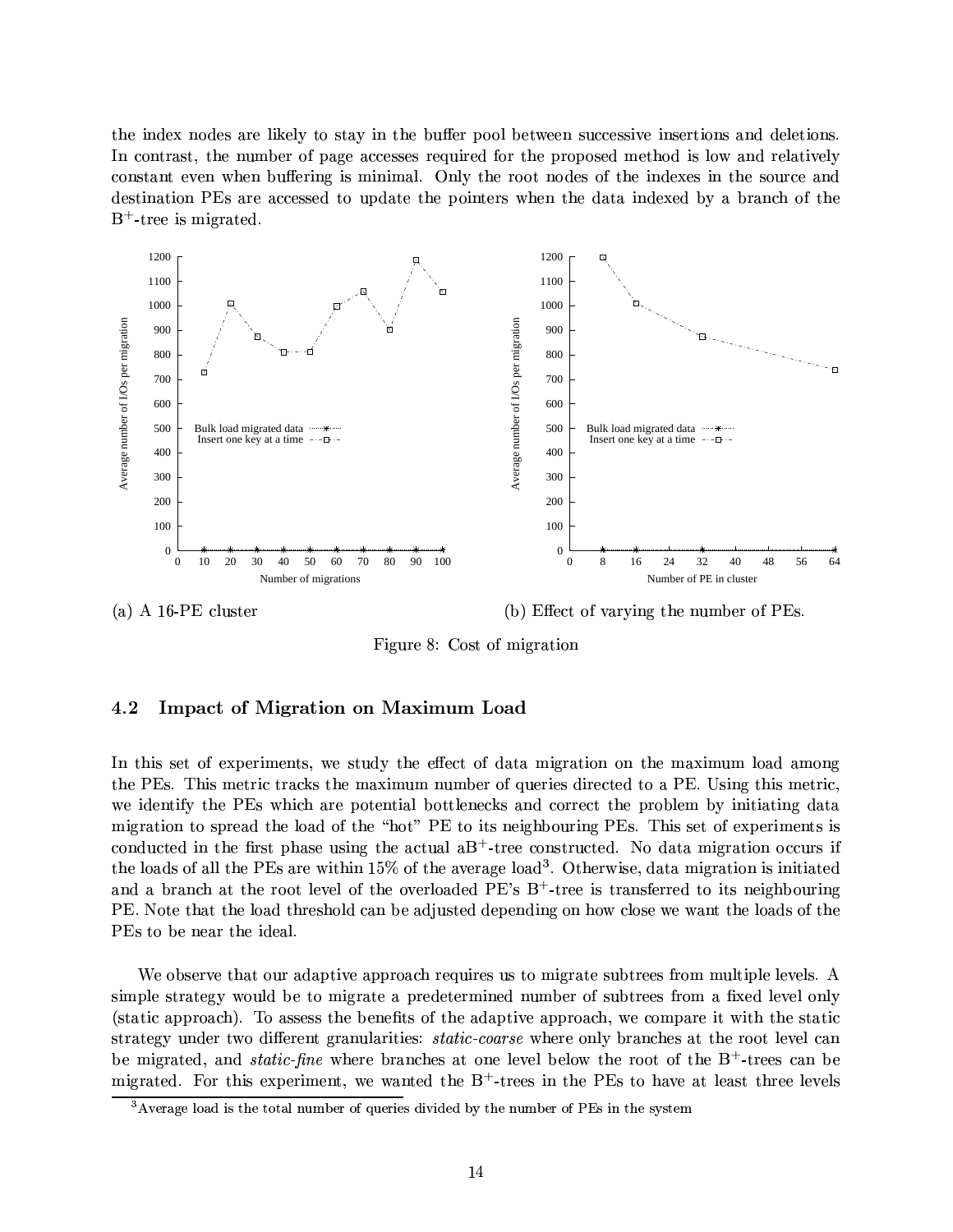the index nodes are likely to stay in the buffer pool between successive insertions and deletions. In contrast, the number of page accesses required for the proposed method is low and relatively constant even when buffering is minimal. Only the root nodes of the indexes in the source and destination PEs are accessed to update the pointers when the data indexed by a branch of the $B^+$-tree is migrated.

(a) A 16-PE cluster

(b) Effect of varying the number of PEs.

Figure 8: Cost of migration

## 4.2 Impact of Migration on Maximum Load

In this set of experiments, we study the effect of data migration on the maximum load among the PEs. This metric tracks the maximum number of queries directed to a PE. Using this metric, we identify the PEs which are potential bottlenecks and correct the problem by initiating data migration to spread the load of the "hot" PE to its neighbouring PEs. This set of experiments is conducted in the first phase using the actual $aB^+$-tree constructed. No data migration occurs if the loads of all the PEs are within 15% of the average load[3]. Otherwise, data migration is initiated and a branch at the root level of the overloaded PE's $B^+$-tree is transferred to its neighbouring PE. Note that the load threshold can be adjusted depending on how close we want the loads of the PEs to be near the ideal.

We observe that our adaptive approach requires us to migrate subtrees from multiple levels. A simple strategy would be to migrate a predetermined number of subtrees from a fixed level only (static approach). To assess the benefits of the adaptive approach, we compare it with the static strategy under two different granularities: *static-coarse* where only branches at the root level can be migrated, and *static-fine* where branches at one level below the root of the $B^+$-trees can be migrated. For this experiment, we wanted the $B^+$-trees in the PEs to have at least three levels

[3] Average load is the total number of queries divided by the number of PEs in the system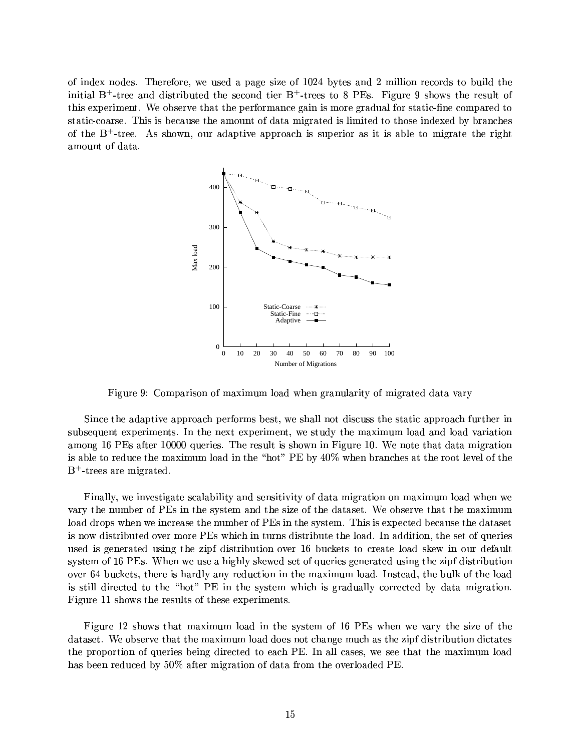of index nodes. Therefore, we used a page size of 1024 bytes and 2 million records to build the initial $B^+$-tree and distributed the second tier $B^+$-trees to 8 PEs. Figure 9 shows the result of this experiment. We observe that the performance gain is more gradual for static-fine compared to static-coarse. This is because the amount of data migrated is limited to those indexed by branches of the $B^+$-tree. As shown, our adaptive approach is superior as it is able to migrate the right amount of data.

Figure 9: Comparison of maximum load when granularity of migrated data vary

Since the adaptive approach performs best, we shall not discuss the static approach further in subsequent experiments. In the next experiment, we study the maximum load and load variation among 16 PEs after 10000 queries. The result is shown in Figure 10. We note that data migration is able to reduce the maximum load in the "hot" PE by 40% when branches at the root level of the $B^+$-trees are migrated.

Finally, we investigate scalability and sensitivity of data migration on maximum load when we vary the number of PEs in the system and the size of the dataset. We observe that the maximum load drops when we increase the number of PEs in the system. This is expected because the dataset is now distributed over more PEs which in turns distribute the load. In addition, the set of queries used is generated using the zipf distribution over 16 buckets to create load skew in our default system of 16 PEs. When we use a highly skewed set of queries generated using the zipf distribution over 64 buckets, there is hardly any reduction in the maximum load. Instead, the bulk of the load is still directed to the "hot" PE in the system which is gradually corrected by data migration. Figure 11 shows the results of these experiments.

Figure 12 shows that maximum load in the system of 16 PEs when we vary the size of the dataset. We observe that the maximum load does not change much as the zipf distribution dictates the proportion of queries being directed to each PE. In all cases, we see that the maximum load has been reduced by 50% after migration of data from the overloaded PE.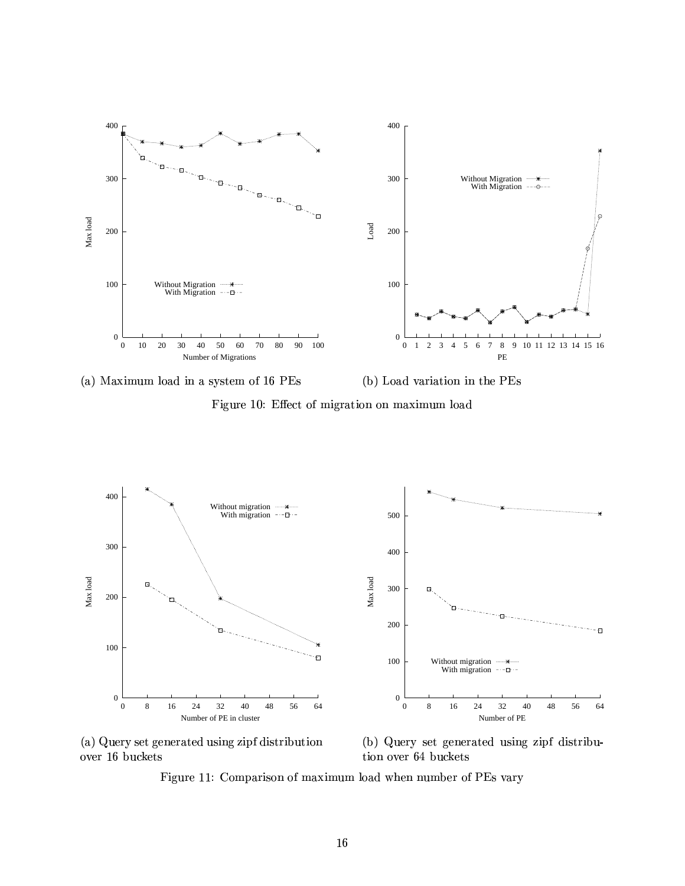(a) Maximum load in a system of 16 PEs

(b) Load variation in the PEs

Figure 10: Effect of migration on maximum load

(a) Query set generated using zipf distribution over 16 buckets

(b) Query set generated using zipf distribution over 64 buckets

Figure 11: Comparison of maximum load when number of PEs vary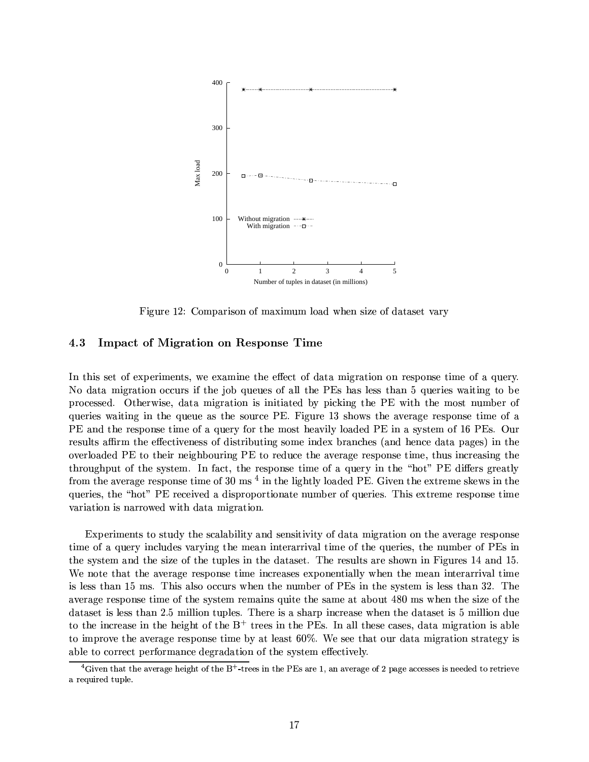Figure 12: Comparison of maximum load when size of dataset vary

### 4.3 Impact of Migration on Response Time

In this set of experiments, we examine the effect of data migration on response time of a query. No data migration occurs if the job queues of all the PEs has less than 5 queries waiting to be processed. Otherwise, data migration is initiated by picking the PE with the most number of queries waiting in the queue as the source PE. Figure 13 shows the average response time of a PE and the response time of a query for the most heavily loaded PE in a system of 16 PEs. Our results affirm the effectiveness of distributing some index branches (and hence data pages) in the overloaded PE to their neighbouring PE to reduce the average response time, thus increasing the throughput of the system. In fact, the response time of a query in the "hot" PE differs greatly from the average response time of 30 ms [4] in the lightly loaded PE. Given the extreme skews in the queries, the "hot" PE received a disproportionate number of queries. This extreme response time variation is narrowed with data migration.

Experiments to study the scalability and sensitivity of data migration on the average response time of a query includes varying the mean interarrival time of the queries, the number of PEs in the system and the size of the tuples in the dataset. The results are shown in Figures 14 and 15. We note that the average response time increases exponentially when the mean interarrival time is less than 15 ms. This also occurs when the number of PEs in the system is less than 32. The average response time of the system remains quite the same at about 480 ms when the size of the dataset is less than 2.5 million tuples. There is a sharp increase when the dataset is 5 million due to the increase in the height of the $B^+$ trees in the PEs. In all these cases, data migration is able to improve the average response time by at least 60%. We see that our data migration strategy is able to correct performance degradation of the system effectively.

[4] Given that the average height of the $B^+$-trees in the PEs are 1, an average of 2 page accesses is needed to retrieve a required tuple.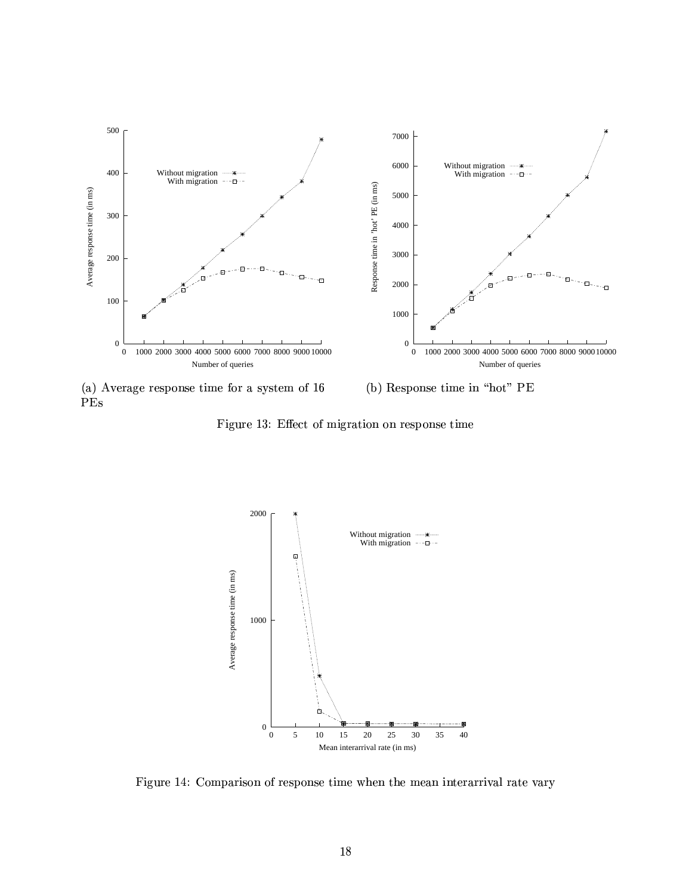(a) Average response time for a system of 16 PEs

(b) Response time in "hot" PE

Figure 13: Effect of migration on response time

Figure 14: Comparison of response time when the mean interarrival rate vary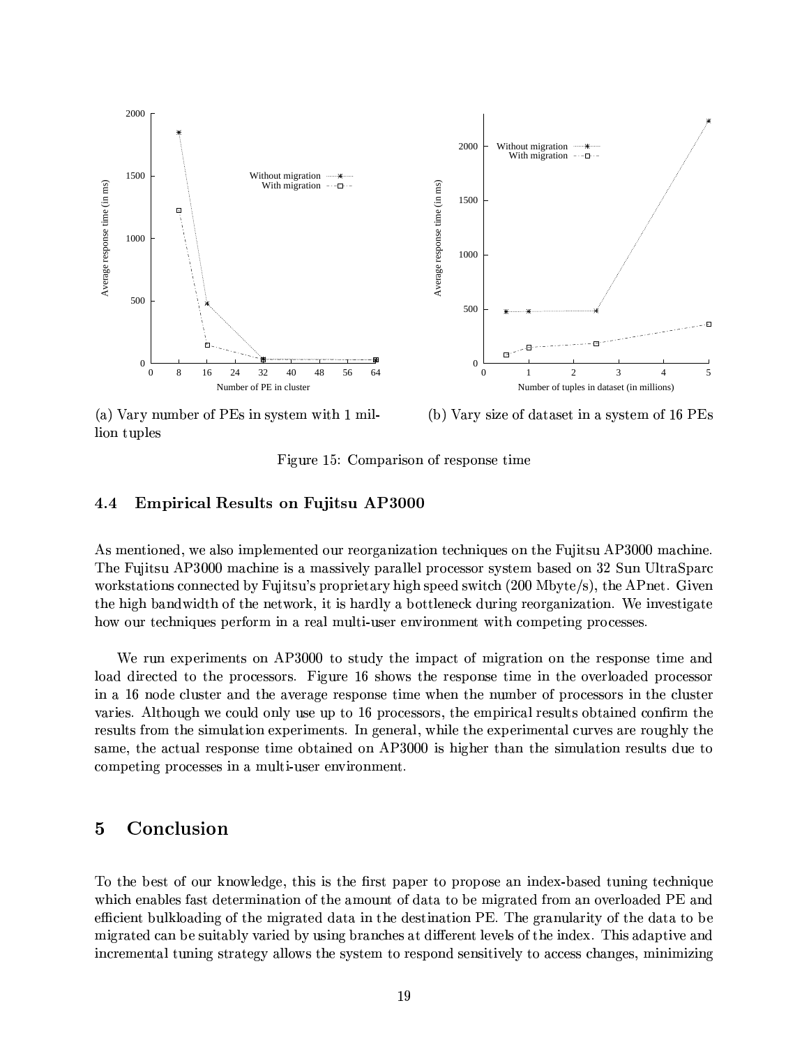(a) Vary number of PEs in system with 1 million tuples

(b) Vary size of dataset in a system of 16 PEs

Figure 15: Comparison of response time

### 4.4 Empirical Results on Fujitsu AP3000

As mentioned, we also implemented our reorganization techniques on the Fujitsu AP3000 machine. The Fujitsu AP3000 machine is a massively parallel processor system based on 32 Sun UltraSparc workstations connected by Fujitsu's proprietary high speed switch (200 Mbyte/s), the APnet. Given the high bandwidth of the network, it is hardly a bottleneck during reorganization. We investigate how our techniques perform in a real multi-user environment with competing processes.

We run experiments on AP3000 to study the impact of migration on the response time and load directed to the processors. Figure 16 shows the response time in the overloaded processor in a 16 node cluster and the average response time when the number of processors in the cluster varies. Although we could only use up to 16 processors, the empirical results obtained confirm the results from the simulation experiments. In general, while the experimental curves are roughly the same, the actual response time obtained on AP3000 is higher than the simulation results due to competing processes in a multi-user environment.

## 5 Conclusion

To the best of our knowledge, this is the first paper to propose an index-based tuning technique which enables fast determination of the amount of data to be migrated from an overloaded PE and efficient bulkloading of the migrated data in the destination PE. The granularity of the data to be migrated can be suitably varied by using branches at different levels of the index. This adaptive and incremental tuning strategy allows the system to respond sensitively to access changes, minimizing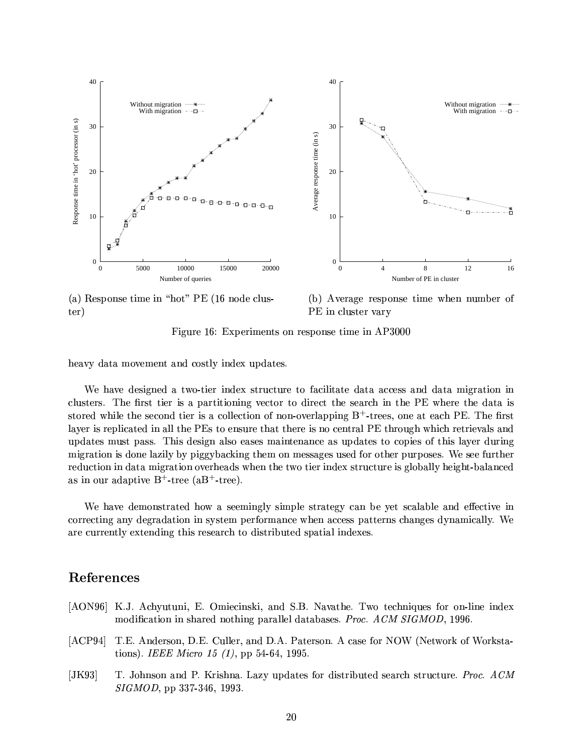(a) Response time in "hot" PE (16 node cluster)

(b) Average response time when number of PE in cluster vary

Figure 16: Experiments on response time in AP3000

heavy data movement and costly index updates.

We have designed a two-tier index structure to facilitate data access and data migration in clusters. The first tier is a partitioning vector to direct the search in the PE where the data is stored while the second tier is a collection of non-overlapping B$^+$-trees, one at each PE. The first layer is replicated in all the PEs to ensure that there is no central PE through which retrievals and updates must pass. This design also eases maintenance as updates to copies of this layer during migration is done lazily by piggybacking them on messages used for other purposes. We see further reduction in data migration overheads when the two tier index structure is globally height-balanced as in our adaptive B$^+$-tree (aB$^+$-tree).

We have demonstrated how a seemingly simple strategy can be yet scalable and effective in correcting any degradation in system performance when access patterns changes dynamically. We are currently extending this research to distributed spatial indexes.

## References

[AON96] K.J. Achyutuni, E. Omiecinski, and S.B. Navathe. Two techniques for on-line index modification in shared nothing parallel databases. *Proc. ACM SIGMOD*, 1996.

[ACP94] T.E. Anderson, D.E. Culler, and D.A. Paterson. A case for NOW (Network of Workstations). *IEEE Micro 15 (1)*, pp 54-64, 1995.

[JK93] T. Johnson and P. Krishna. Lazy updates for distributed search structure. *Proc. ACM SIGMOD*, pp 337-346, 1993.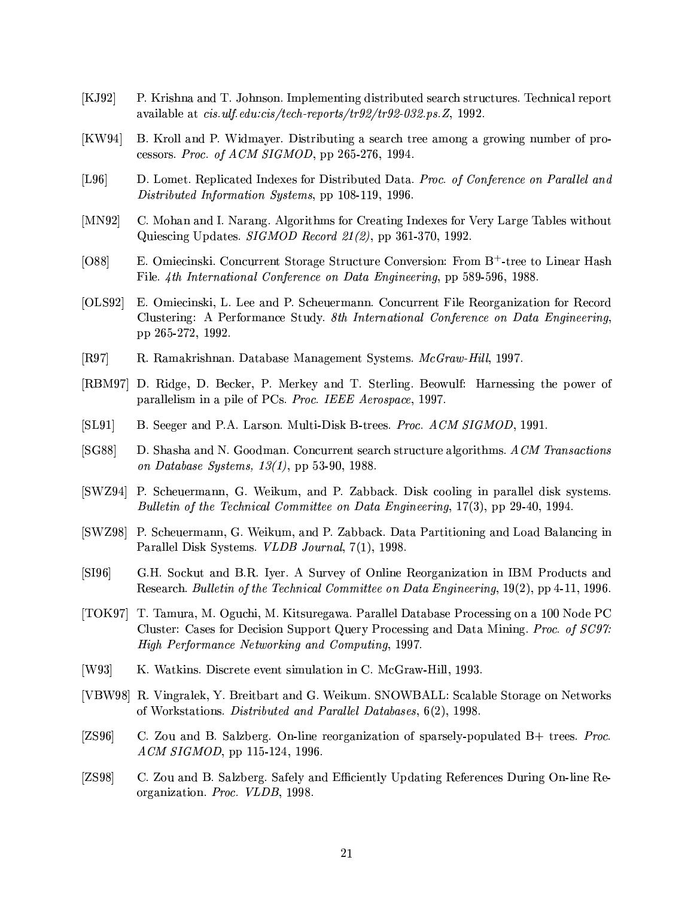[KJ92] P. Krishna and T. Johnson. Implementing distributed search structures. Technical report available at *cis.ulf.edu:cis/tech-reports/tr92/tr92-032.ps.Z*, 1992.

[KW94] B. Kroll and P. Widmayer. Distributing a search tree among a growing number of processors. *Proc. of ACM SIGMOD*, pp 265-276, 1994.

[L96] D. Lomet. Replicated Indexes for Distributed Data. *Proc. of Conference on Parallel and Distributed Information Systems*, pp 108-119, 1996.

[MN92] C. Mohan and I. Narang. Algorithms for Creating Indexes for Very Large Tables without Quiescing Updates. *SIGMOD Record 21(2)*, pp 361-370, 1992.

[O88] E. Omiecinski. Concurrent Storage Structure Conversion: From B$^{+}$-tree to Linear Hash File. *4th International Conference on Data Engineering*, pp 589-596, 1988.

[OLS92] E. Omiecinski, L. Lee and P. Scheuermann. Concurrent File Reorganization for Record Clustering: A Performance Study. *8th International Conference on Data Engineering*, pp 265-272, 1992.

[R97] R. Ramakrishnan. Database Management Systems. *McGraw-Hill*, 1997.

[RBM97] D. Ridge, D. Becker, P. Merkey and T. Sterling. Beowulf: Harnessing the power of parallelism in a pile of PCs. *Proc. IEEE Aerospace*, 1997.

[SL91] B. Seeger and P.A. Larson. Multi-Disk B-trees. *Proc. ACM SIGMOD*, 1991.

[SG88] D. Shasha and N. Goodman. Concurrent search structure algorithms. *ACM Transactions on Database Systems, 13(1)*, pp 53-90, 1988.

[SWZ94] P. Scheuermann, G. Weikum, and P. Zabback. Disk cooling in parallel disk systems. *Bulletin of the Technical Committee on Data Engineering*, 17(3), pp 29-40, 1994.

[SWZ98] P. Scheuermann, G. Weikum, and P. Zabback. Data Partitioning and Load Balancing in Parallel Disk Systems. *VLDB Journal*, 7(1), 1998.

[SI96] G.H. Sockut and B.R. Iyer. A Survey of Online Reorganization in IBM Products and Research. *Bulletin of the Technical Committee on Data Engineering*, 19(2), pp 4-11, 1996.

[TOK97] T. Tamura, M. Oguchi, M. Kitsuregawa. Parallel Database Processing on a 100 Node PC Cluster: Cases for Decision Support Query Processing and Data Mining. *Proc. of SC97: High Performance Networking and Computing*, 1997.

[W93] K. Watkins. Discrete event simulation in C. McGraw-Hill, 1993.

[VBW98] R. Vingralek, Y. Breitbart and G. Weikum. SNOWBALL: Scalable Storage on Networks of Workstations. *Distributed and Parallel Databases*, 6(2), 1998.

[ZS96] C. Zou and B. Salzberg. On-line reorganization of sparsely-populated B+ trees. *Proc. ACM SIGMOD*, pp 115-124, 1996.

[ZS98] C. Zou and B. Salzberg. Safely and Efficiently Updating References During On-line Reorganization. *Proc. VLDB*, 1998.